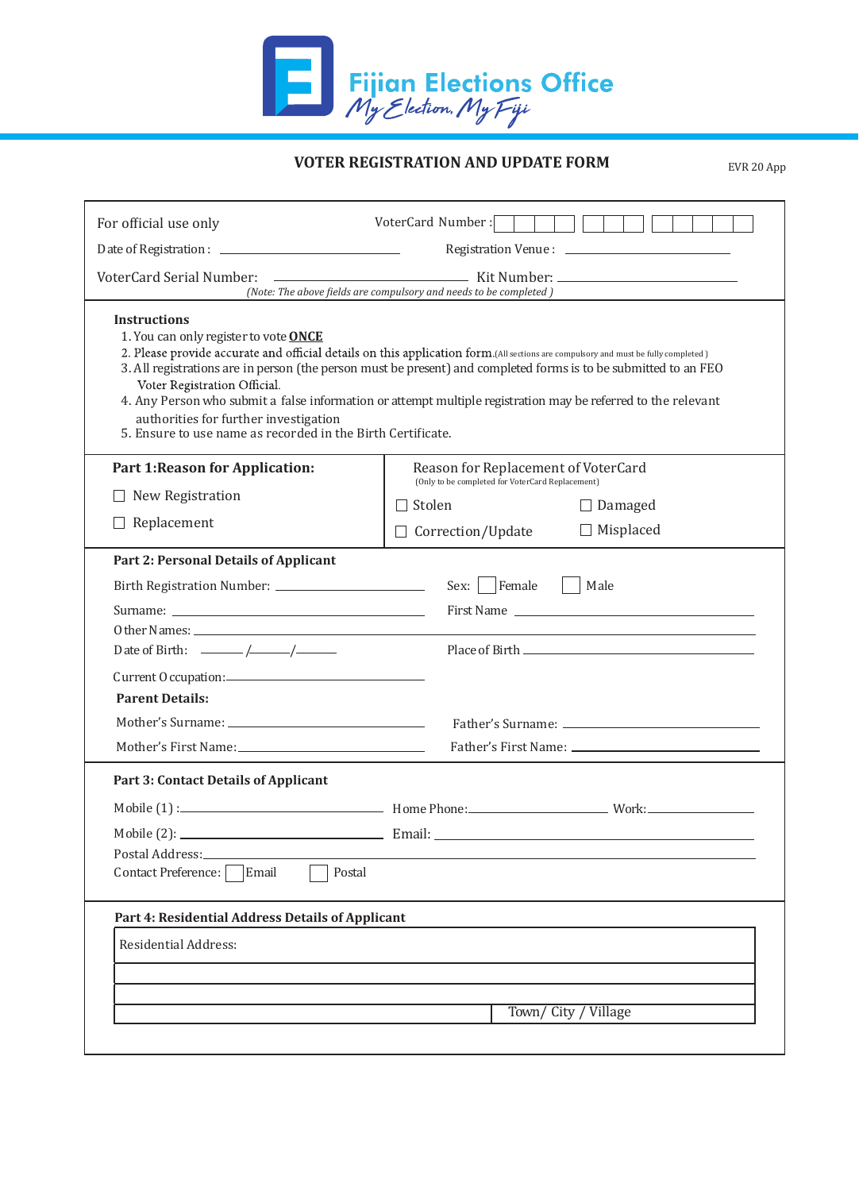Fijian Elections Office

My Election, My Fiji

## VOTER REGISTRATION AND UPDATE FORM

EVR 20 App

For official use only

VoterCard Number : ____ ____ ____ ____  ____ ____ ____  ____ ____ ____ ____ ____

Date of Registration : ____________________ Registration Venue : ____________________

VoterCard Serial Number: ____________________ Kit Number: ____________________

*(Note: The above fields are compulsory and needs to be completed )*

**Instructions**

1. You can only register to vote **ONCE**
2. Please provide accurate and official details on this application form. (All sections are compulsory and must be fully completed )
3. All registrations are in person (the person must be present) and completed forms is to be submitted to an FEO Voter Registration Official.
4. Any Person who submit a false information or attempt multiple registration may be referred to the relevant authorities for further investigation
5. Ensure to use name as recorded in the Birth Certificate.

**Part 1:Reason for Application:**

☐ New Registration

☐ Replacement

Reason for Replacement of VoterCard
(Only to be completed for VoterCard Replacement)

☐ Stolen ☐ Damaged

☐ Correction/Update ☐ Misplaced

**Part 2: Personal Details of Applicant**

Birth Registration Number: ____________________ Sex: ☐ Female ☐ Male

Surname: ____________________ First Name ____________________

Other Names: ____________________

Date of Birth: ____/____/____ Place of Birth ____________________

Current Occupation: ____________________

**Parent Details:**

Mother's Surname: ____________________ Father's Surname: ____________________

Mother's First Name: ____________________ Father's First Name: ____________________

**Part 3: Contact Details of Applicant**

Mobile (1) : ____________________ Home Phone: ____________________ Work: ____________________

Mobile (2): ____________________ Email: ____________________

Postal Address: ____________________

Contact Preference: ☐ Email ☐ Postal

**Part 4: Residential Address Details of Applicant**

| Residential Address: | |
|---|---|
| | |
| | |
| | Town/ City / Village |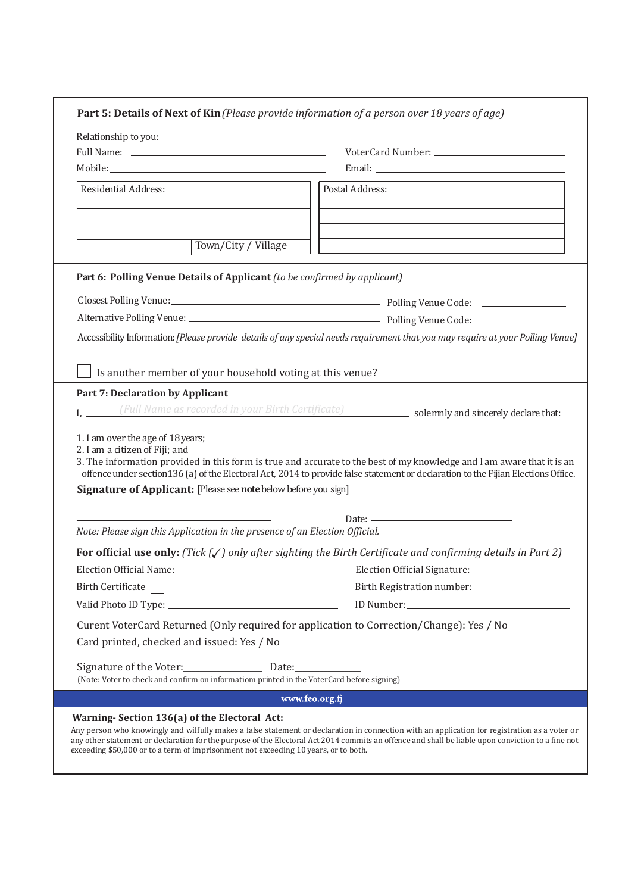**Part 5: Details of Next of Kin** *(Please provide information of a person over 18 years of age)*

Relationship to you: ____________________

Full Name: ____________________ VoterCard Number: ____________________

Mobile: ____________________ Email: ____________________

| Residential Address: | Postal Address: |
|---|---|
| | |
| | |
| Town/City / Village | |

**Part 6: Polling Venue Details of Applicant** *(to be confirmed by applicant)*

Closest Polling Venue: ____________________ Polling Venue Code: ____________

Alternative Polling Venue: ____________________ Polling Venue Code: ____________

Accessibility Information: *[Please provide details of any special needs requirement that you may require at your Polling Venue]*

____________________________________________

☐ Is another member of your household voting at this venue?

**Part 7: Declaration by Applicant**

I, *(Full Name as recorded in your Birth Certificate)* ____________________ solemnly and sincerely declare that:

1. I am over the age of 18 years;
2. I am a citizen of Fiji; and
3. The information provided in this form is true and accurate to the best of my knowledge and I am aware that it is an offence under section136 (a) of the Electoral Act, 2014 to provide false statement or declaration to the Fijian Elections Office.

**Signature of Applicant:** [Please see **note** below before you sign]

____________________ Date: ____________________

*Note: Please sign this Application in the presence of an Election Official.*

**For official use only:** *(Tick (✓) only after sighting the Birth Certificate and confirming details in Part 2)*

Election Official Name: ____________________ Election Official Signature: ____________________

Birth Certificate ☐ Birth Registration number: ____________________

Valid Photo ID Type: ____________________ ID Number: ____________________

Curent VoterCard Returned (Only required for application to Correction/Change): Yes / No

Card printed, checked and issued: Yes / No

Signature of the Voter: ______________ Date: ______________

(Note: Voter to check and confirm on informatiom printed in the VoterCard before signing)

www.feo.org.fj

**Warning- Section 136(a) of the Electoral Act:**

Any person who knowingly and wilfully makes a false statement or declaration in connection with an application for registration as a voter or any other statement or declaration for the purpose of the Electoral Act 2014 commits an offence and shall be liable upon conviction to a fine not exceeding $50,000 or to a term of imprisonment not exceeding 10 years, or to both.